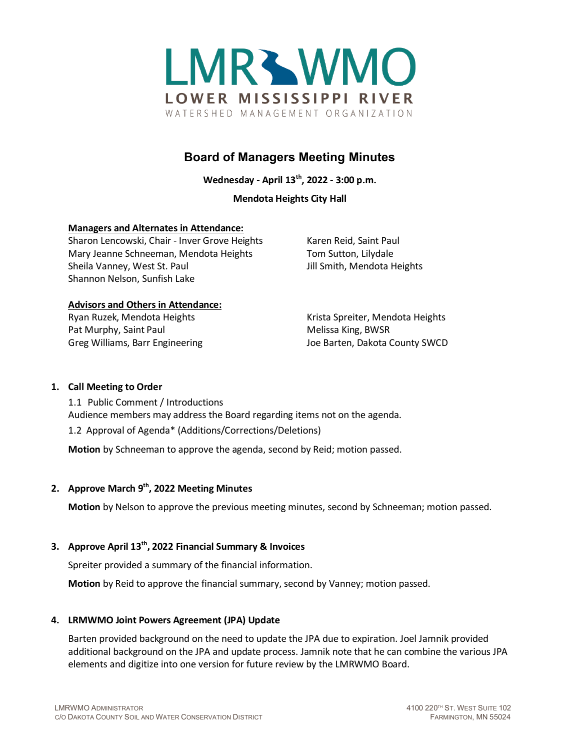# LMR WMO

**LOWER MISSISSIPPI RIVER**

WATERSHED MANAGEMENT ORGANIZATION

## Board of Managers Meeting Minutes

**Wednesday - April 13th, 2022 - 3:00 p.m.**

**Mendota Heights City Hall**

**Managers and Alternates in Attendance:**

Sharon Lencowski, Chair - Inver Grove Heights
Mary Jeanne Schneeman, Mendota Heights
Sheila Vanney, West St. Paul
Shannon Nelson, Sunfish Lake
Karen Reid, Saint Paul
Tom Sutton, Lilydale
Jill Smith, Mendota Heights

**Advisors and Others in Attendance:**

Ryan Ruzek, Mendota Heights
Pat Murphy, Saint Paul
Greg Williams, Barr Engineering
Krista Spreiter, Mendota Heights
Melissa King, BWSR
Joe Barten, Dakota County SWCD

1. **Call Meeting to Order**

   1.1 Public Comment / Introductions
   Audience members may address the Board regarding items not on the agenda.

   1.2 Approval of Agenda* (Additions/Corrections/Deletions)

   **Motion** by Schneeman to approve the agenda, second by Reid; motion passed.

2. **Approve March 9th, 2022 Meeting Minutes**

   **Motion** by Nelson to approve the previous meeting minutes, second by Schneeman; motion passed.

3. **Approve April 13th, 2022 Financial Summary & Invoices**

   Spreiter provided a summary of the financial information.

   **Motion** by Reid to approve the financial summary, second by Vanney; motion passed.

4. **LRMWMO Joint Powers Agreement (JPA) Update**

   Barten provided background on the need to update the JPA due to expiration. Joel Jamnik provided additional background on the JPA and update process. Jamnik note that he can combine the various JPA elements and digitize into one version for future review by the LMRWMO Board.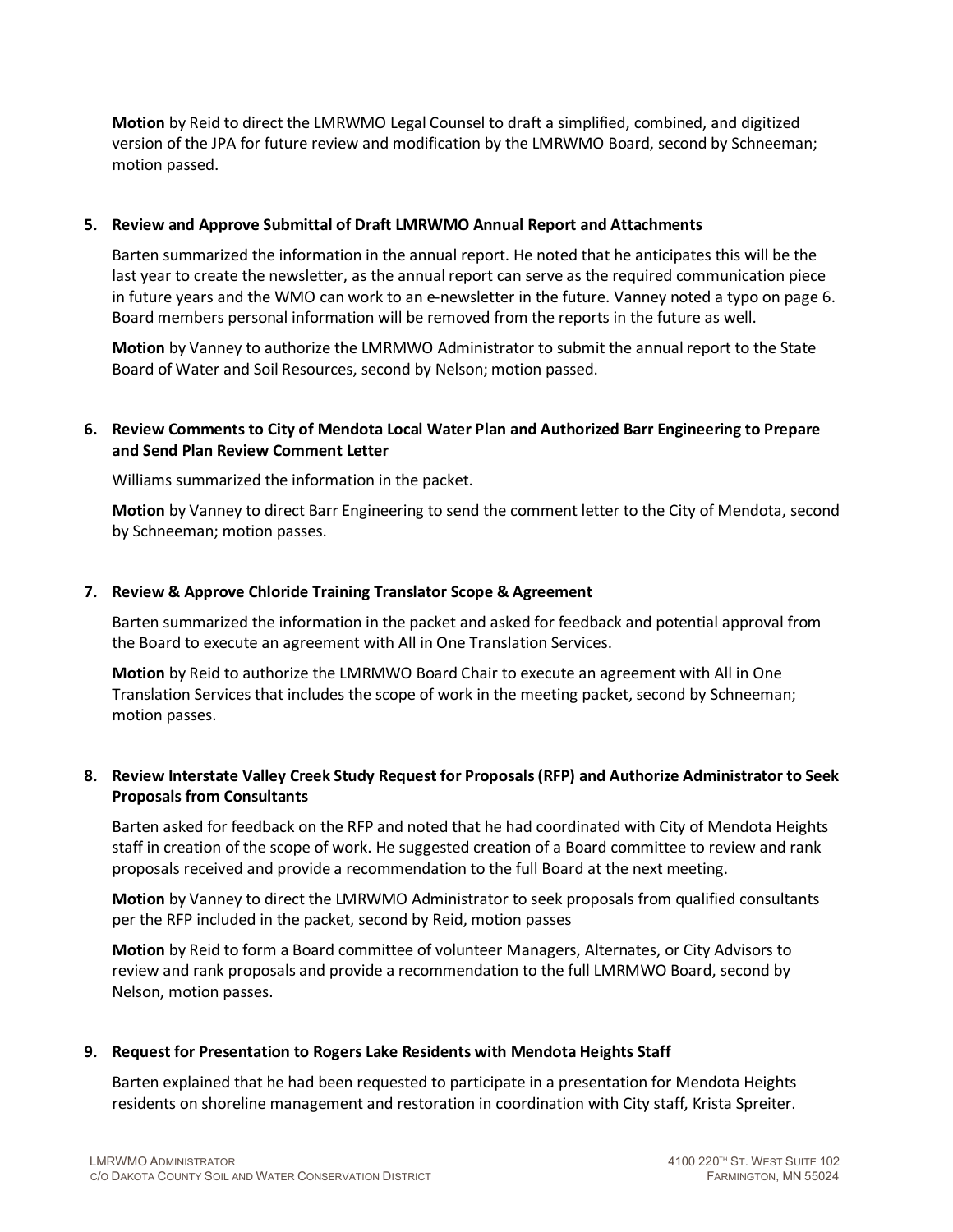**Motion** by Reid to direct the LMRWMO Legal Counsel to draft a simplified, combined, and digitized version of the JPA for future review and modification by the LMRWMO Board, second by Schneeman; motion passed.

5. **Review and Approve Submittal of Draft LMRWMO Annual Report and Attachments**

   Barten summarized the information in the annual report. He noted that he anticipates this will be the last year to create the newsletter, as the annual report can serve as the required communication piece in future years and the WMO can work to an e-newsletter in the future. Vanney noted a typo on page 6. Board members personal information will be removed from the reports in the future as well.

   **Motion** by Vanney to authorize the LMRWMO Administrator to submit the annual report to the State Board of Water and Soil Resources, second by Nelson; motion passed.

6. **Review Comments to City of Mendota Local Water Plan and Authorized Barr Engineering to Prepare and Send Plan Review Comment Letter**

   Williams summarized the information in the packet.

   **Motion** by Vanney to direct Barr Engineering to send the comment letter to the City of Mendota, second by Schneeman; motion passes.

7. **Review & Approve Chloride Training Translator Scope & Agreement**

   Barten summarized the information in the packet and asked for feedback and potential approval from the Board to execute an agreement with All in One Translation Services.

   **Motion** by Reid to authorize the LMRMWO Board Chair to execute an agreement with All in One Translation Services that includes the scope of work in the meeting packet, second by Schneeman; motion passes.

8. **Review Interstate Valley Creek Study Request for Proposals (RFP) and Authorize Administrator to Seek Proposals from Consultants**

   Barten asked for feedback on the RFP and noted that he had coordinated with City of Mendota Heights staff in creation of the scope of work. He suggested creation of a Board committee to review and rank proposals received and provide a recommendation to the full Board at the next meeting.

   **Motion** by Vanney to direct the LMRWMO Administrator to seek proposals from qualified consultants per the RFP included in the packet, second by Reid, motion passes

   **Motion** by Reid to form a Board committee of volunteer Managers, Alternates, or City Advisors to review and rank proposals and provide a recommendation to the full LMRMWO Board, second by Nelson, motion passes.

9. **Request for Presentation to Rogers Lake Residents with Mendota Heights Staff**

   Barten explained that he had been requested to participate in a presentation for Mendota Heights residents on shoreline management and restoration in coordination with City staff, Krista Spreiter.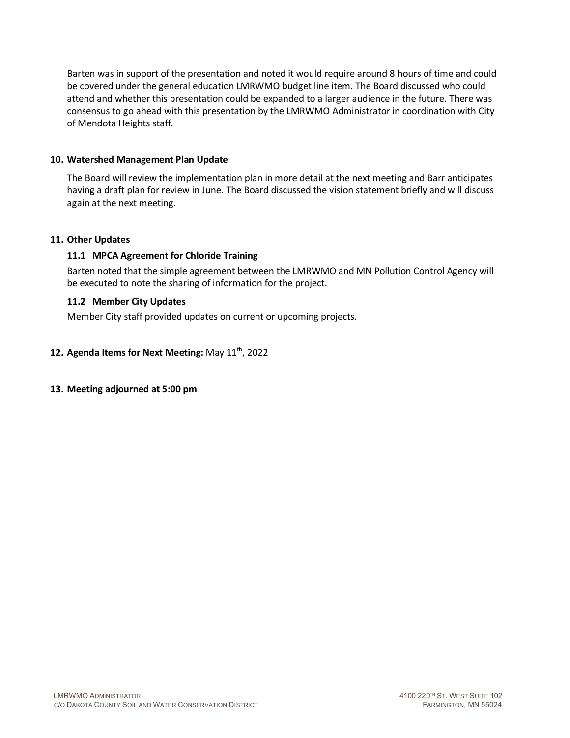Barten was in support of the presentation and noted it would require around 8 hours of time and could be covered under the general education LMRWMO budget line item. The Board discussed who could attend and whether this presentation could be expanded to a larger audience in the future. There was consensus to go ahead with this presentation by the LMRWMO Administrator in coordination with City of Mendota Heights staff.

**10. Watershed Management Plan Update**

The Board will review the implementation plan in more detail at the next meeting and Barr anticipates having a draft plan for review in June. The Board discussed the vision statement briefly and will discuss again at the next meeting.

**11. Other Updates**

**11.1 MPCA Agreement for Chloride Training**

Barten noted that the simple agreement between the LMRWMO and MN Pollution Control Agency will be executed to note the sharing of information for the project.

**11.2 Member City Updates**

Member City staff provided updates on current or upcoming projects.

**12. Agenda Items for Next Meeting:** May 11th, 2022

**13. Meeting adjourned at 5:00 pm**